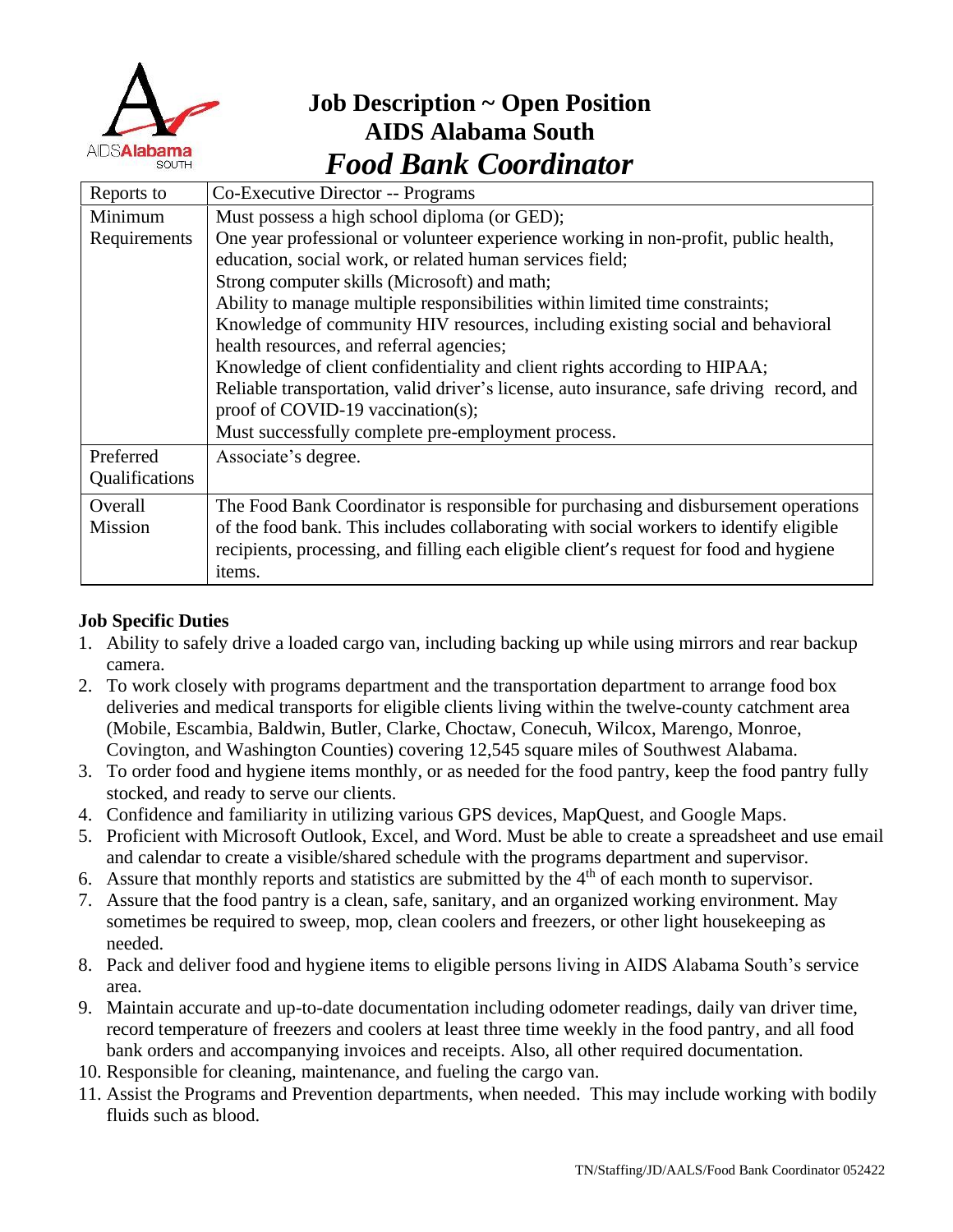# Job Description ~ Open Position

## AIDS Alabama South

## *Food Bank Coordinator*

| | |
|---|---|
| Reports to | Co-Executive Director -- Programs |
| Minimum Requirements | Must possess a high school diploma (or GED);<br>One year professional or volunteer experience working in non-profit, public health, education, social work, or related human services field;<br>Strong computer skills (Microsoft) and math;<br>Ability to manage multiple responsibilities within limited time constraints;<br>Knowledge of community HIV resources, including existing social and behavioral health resources, and referral agencies;<br>Knowledge of client confidentiality and client rights according to HIPAA;<br>Reliable transportation, valid driver's license, auto insurance, safe driving record, and proof of COVID-19 vaccination(s);<br>Must successfully complete pre-employment process. |
| Preferred Qualifications | Associate's degree. |
| Overall Mission | The Food Bank Coordinator is responsible for purchasing and disbursement operations of the food bank. This includes collaborating with social workers to identify eligible recipients, processing, and filling each eligible client's request for food and hygiene items. |

**Job Specific Duties**

1. Ability to safely drive a loaded cargo van, including backing up while using mirrors and rear backup camera.
2. To work closely with programs department and the transportation department to arrange food box deliveries and medical transports for eligible clients living within the twelve-county catchment area (Mobile, Escambia, Baldwin, Butler, Clarke, Choctaw, Conecuh, Wilcox, Marengo, Monroe, Covington, and Washington Counties) covering 12,545 square miles of Southwest Alabama.
3. To order food and hygiene items monthly, or as needed for the food pantry, keep the food pantry fully stocked, and ready to serve our clients.
4. Confidence and familiarity in utilizing various GPS devices, MapQuest, and Google Maps.
5. Proficient with Microsoft Outlook, Excel, and Word. Must be able to create a spreadsheet and use email and calendar to create a visible/shared schedule with the programs department and supervisor.
6. Assure that monthly reports and statistics are submitted by the 4th of each month to supervisor.
7. Assure that the food pantry is a clean, safe, sanitary, and an organized working environment. May sometimes be required to sweep, mop, clean coolers and freezers, or other light housekeeping as needed.
8. Pack and deliver food and hygiene items to eligible persons living in AIDS Alabama South's service area.
9. Maintain accurate and up-to-date documentation including odometer readings, daily van driver time, record temperature of freezers and coolers at least three time weekly in the food pantry, and all food bank orders and accompanying invoices and receipts. Also, all other required documentation.
10. Responsible for cleaning, maintenance, and fueling the cargo van.
11. Assist the Programs and Prevention departments, when needed. This may include working with bodily fluids such as blood.

TN/Staffing/JD/AALS/Food Bank Coordinator 052422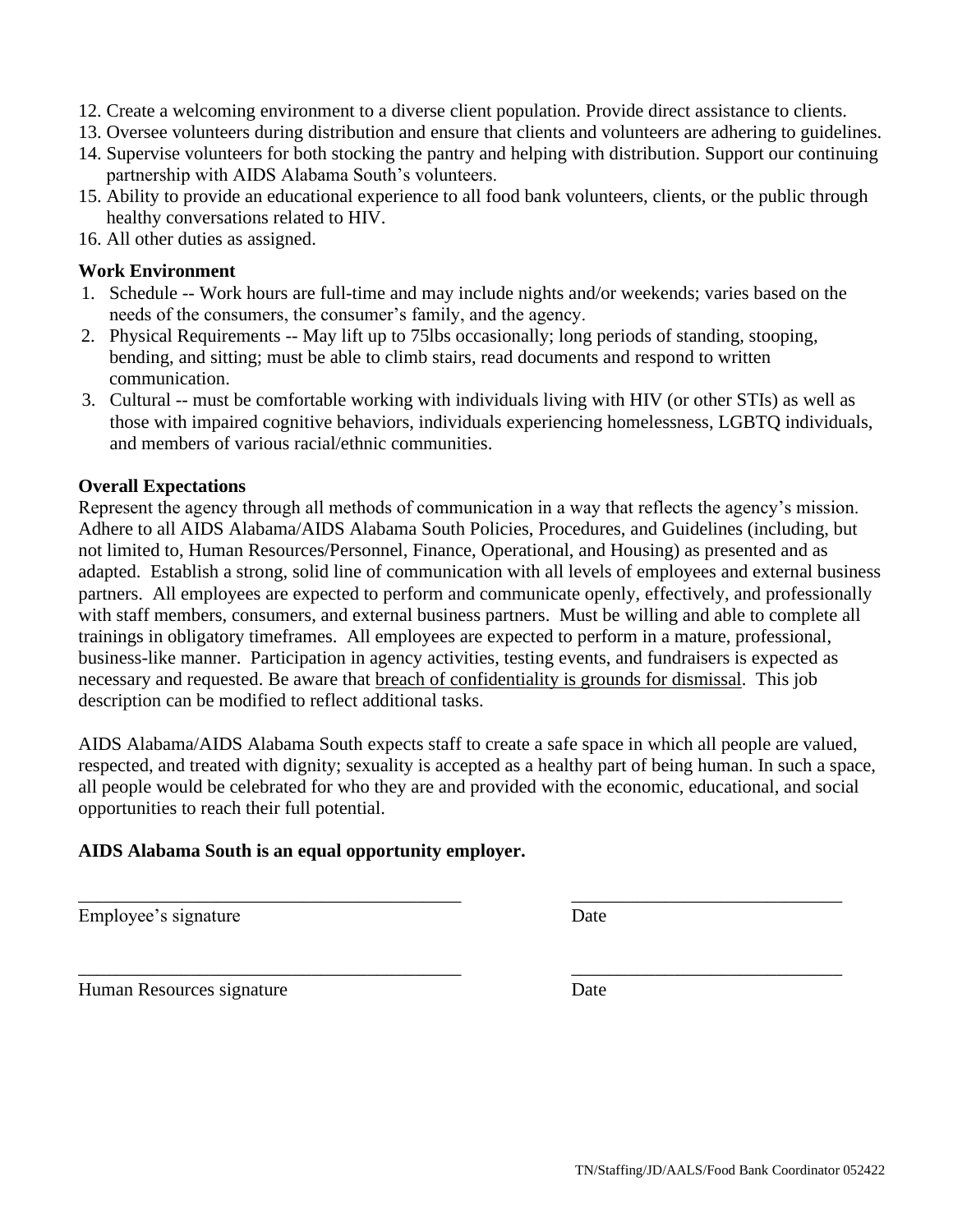12. Create a welcoming environment to a diverse client population. Provide direct assistance to clients.
13. Oversee volunteers during distribution and ensure that clients and volunteers are adhering to guidelines.
14. Supervise volunteers for both stocking the pantry and helping with distribution. Support our continuing partnership with AIDS Alabama South's volunteers.
15. Ability to provide an educational experience to all food bank volunteers, clients, or the public through healthy conversations related to HIV.
16. All other duties as assigned.

**Work Environment**

1. Schedule -- Work hours are full-time and may include nights and/or weekends; varies based on the needs of the consumers, the consumer's family, and the agency.
2. Physical Requirements -- May lift up to 75lbs occasionally; long periods of standing, stooping, bending, and sitting; must be able to climb stairs, read documents and respond to written communication.
3. Cultural -- must be comfortable working with individuals living with HIV (or other STIs) as well as those with impaired cognitive behaviors, individuals experiencing homelessness, LGBTQ individuals, and members of various racial/ethnic communities.

**Overall Expectations**

Represent the agency through all methods of communication in a way that reflects the agency's mission. Adhere to all AIDS Alabama/AIDS Alabama South Policies, Procedures, and Guidelines (including, but not limited to, Human Resources/Personnel, Finance, Operational, and Housing) as presented and as adapted. Establish a strong, solid line of communication with all levels of employees and external business partners. All employees are expected to perform and communicate openly, effectively, and professionally with staff members, consumers, and external business partners. Must be willing and able to complete all trainings in obligatory timeframes. All employees are expected to perform in a mature, professional, business-like manner. Participation in agency activities, testing events, and fundraisers is expected as necessary and requested. Be aware that breach of confidentiality is grounds for dismissal. This job description can be modified to reflect additional tasks.

AIDS Alabama/AIDS Alabama South expects staff to create a safe space in which all people are valued, respected, and treated with dignity; sexuality is accepted as a healthy part of being human. In such a space, all people would be celebrated for who they are and provided with the economic, educational, and social opportunities to reach their full potential.

**AIDS Alabama South is an equal opportunity employer.**

\_\_\_\_\_\_\_\_\_\_\_\_\_\_\_\_\_\_\_\_\_\_\_\_\_\_\_\_\_\_\_\_\_\_\_\_\_\_\_\_ \_\_\_\_\_\_\_\_\_\_\_\_\_\_\_\_\_\_\_\_\_\_\_\_\_\_\_\_\_\_

Employee's signature Date

\_\_\_\_\_\_\_\_\_\_\_\_\_\_\_\_\_\_\_\_\_\_\_\_\_\_\_\_\_\_\_\_\_\_\_\_\_\_\_\_ \_\_\_\_\_\_\_\_\_\_\_\_\_\_\_\_\_\_\_\_\_\_\_\_\_\_\_\_\_\_

Human Resources signature Date

TN/Staffing/JD/AALS/Food Bank Coordinator 052422